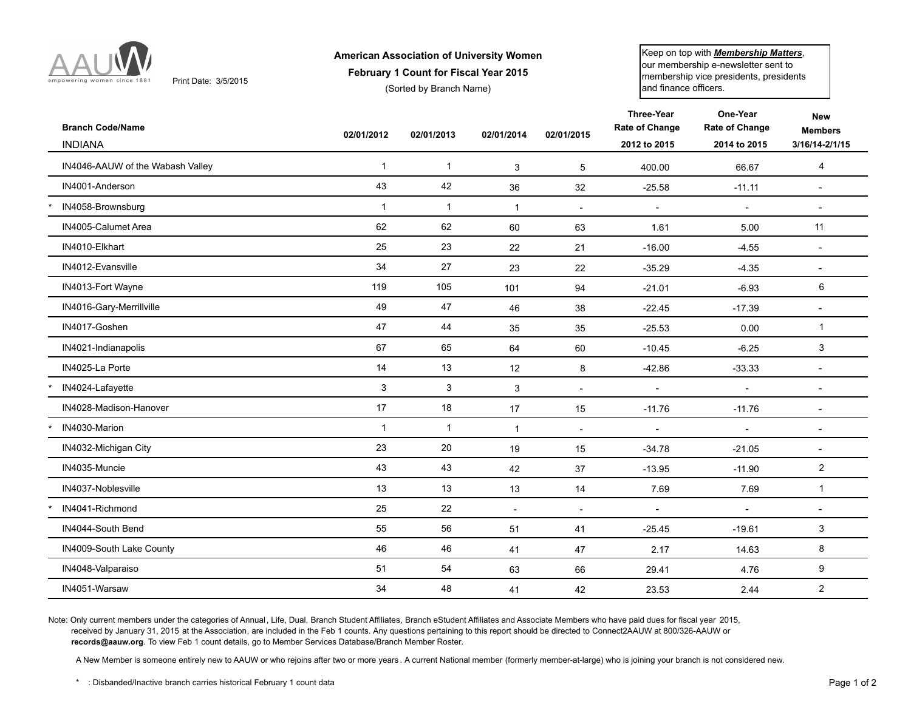AAUW empowering women since 1881

Print Date: 3/5/2015

# American Association of University Women

## February 1 Count for Fiscal Year 2015

(Sorted by Branch Name)

Keep on top with ***Membership Matters***, our membership e-newsletter sent to membership vice presidents, presidents and finance officers.

| | Branch Code/Name INDIANA | 02/01/2012 | 02/01/2013 | 02/01/2014 | 02/01/2015 | Three-Year Rate of Change 2012 to 2015 | One-Year Rate of Change 2014 to 2015 | New Members 3/16/14-2/1/15 |
|---|---|---|---|---|---|---|---|---|
| | IN4046-AAUW of the Wabash Valley | 1 | 1 | 3 | 5 | 400.00 | 66.67 | 4 |
| | IN4001-Anderson | 43 | 42 | 36 | 32 | -25.58 | -11.11 | - |
| * | IN4058-Brownsburg | 1 | 1 | 1 | - | - | - | - |
| | IN4005-Calumet Area | 62 | 62 | 60 | 63 | 1.61 | 5.00 | 11 |
| | IN4010-Elkhart | 25 | 23 | 22 | 21 | -16.00 | -4.55 | - |
| | IN4012-Evansville | 34 | 27 | 23 | 22 | -35.29 | -4.35 | - |
| | IN4013-Fort Wayne | 119 | 105 | 101 | 94 | -21.01 | -6.93 | 6 |
| | IN4016-Gary-Merrillville | 49 | 47 | 46 | 38 | -22.45 | -17.39 | - |
| | IN4017-Goshen | 47 | 44 | 35 | 35 | -25.53 | 0.00 | 1 |
| | IN4021-Indianapolis | 67 | 65 | 64 | 60 | -10.45 | -6.25 | 3 |
| | IN4025-La Porte | 14 | 13 | 12 | 8 | -42.86 | -33.33 | - |
| * | IN4024-Lafayette | 3 | 3 | 3 | - | - | - | - |
| | IN4028-Madison-Hanover | 17 | 18 | 17 | 15 | -11.76 | -11.76 | - |
| * | IN4030-Marion | 1 | 1 | 1 | - | - | - | - |
| | IN4032-Michigan City | 23 | 20 | 19 | 15 | -34.78 | -21.05 | - |
| | IN4035-Muncie | 43 | 43 | 42 | 37 | -13.95 | -11.90 | 2 |
| | IN4037-Noblesville | 13 | 13 | 13 | 14 | 7.69 | 7.69 | 1 |
| * | IN4041-Richmond | 25 | 22 | - | - | - | - | - |
| | IN4044-South Bend | 55 | 56 | 51 | 41 | -25.45 | -19.61 | 3 |
| | IN4009-South Lake County | 46 | 46 | 41 | 47 | 2.17 | 14.63 | 8 |
| | IN4048-Valparaiso | 51 | 54 | 63 | 66 | 29.41 | 4.76 | 9 |
| | IN4051-Warsaw | 34 | 48 | 41 | 42 | 23.53 | 2.44 | 2 |

Note: Only current members under the categories of Annual, Life, Dual, Branch Student Affiliates, Branch eStudent Affiliates and Associate Members who have paid dues for fiscal year 2015, received by January 31, 2015 at the Association, are included in the Feb 1 counts. Any questions pertaining to this report should be directed to Connect2AAUW at 800/326-AAUW or **records@aauw.org**. To view Feb 1 count details, go to Member Services Database/Branch Member Roster.

A New Member is someone entirely new to AAUW or who rejoins after two or more years. A current National member (formerly member-at-large) who is joining your branch is not considered new.

* : Disbanded/Inactive branch carries historical February 1 count data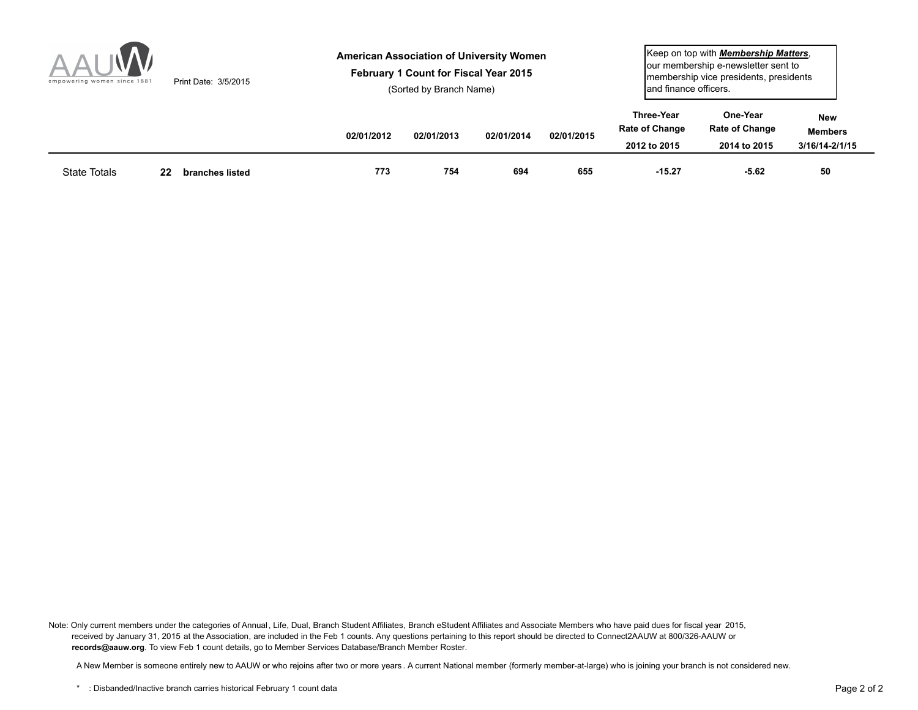American Association of University Women

February 1 Count for Fiscal Year 2015

(Sorted by Branch Name)

Print Date: 3/5/2015

Keep on top with ***Membership Matters***, our membership e-newsletter sent to membership vice presidents, presidents and finance officers.

| | | 02/01/2012 | 02/01/2013 | 02/01/2014 | 02/01/2015 | Three-Year Rate of Change 2012 to 2015 | One-Year Rate of Change 2014 to 2015 | New Members 3/16/14-2/1/15 |
|---|---|---|---|---|---|---|---|---|
| State Totals | **22 branches listed** | **773** | **754** | **694** | **655** | **-15.27** | **-5.62** | **50** |

Note: Only current members under the categories of Annual, Life, Dual, Branch Student Affiliates, Branch eStudent Affiliates and Associate Members who have paid dues for fiscal year 2015, received by January 31, 2015 at the Association, are included in the Feb 1 counts. Any questions pertaining to this report should be directed to Connect2AAUW at 800/326-AAUW or **records@aauw.org**. To view Feb 1 count details, go to Member Services Database/Branch Member Roster.

A New Member is someone entirely new to AAUW or who rejoins after two or more years. A current National member (formerly member-at-large) who is joining your branch is not considered new.

* : Disbanded/Inactive branch carries historical February 1 count data